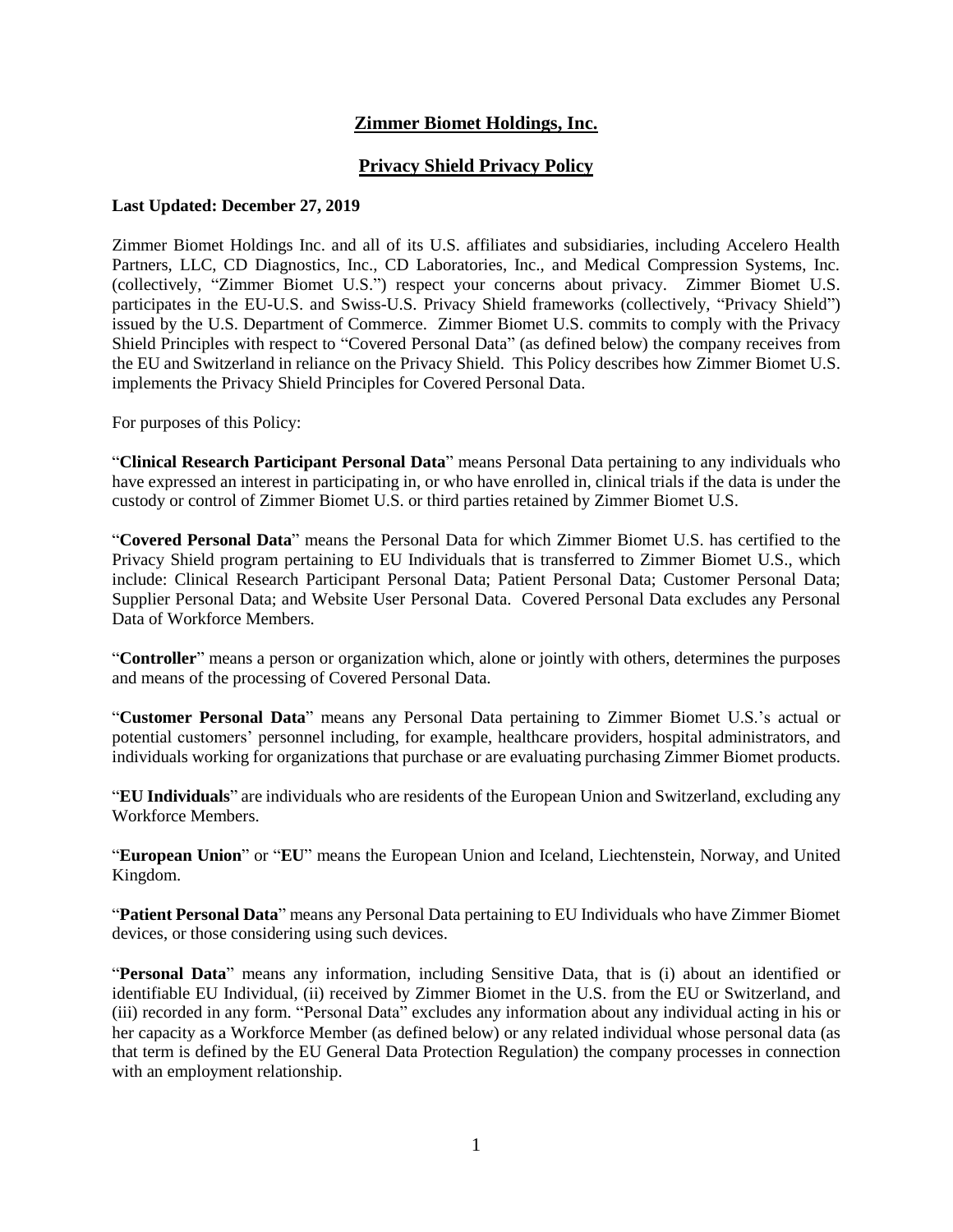# Zimmer Biomet Holdings, Inc.

## Privacy Shield Privacy Policy

**Last Updated: December 27, 2019**

Zimmer Biomet Holdings Inc. and all of its U.S. affiliates and subsidiaries, including Accelero Health Partners, LLC, CD Diagnostics, Inc., CD Laboratories, Inc., and Medical Compression Systems, Inc. (collectively, "Zimmer Biomet U.S.") respect your concerns about privacy. Zimmer Biomet U.S. participates in the EU-U.S. and Swiss-U.S. Privacy Shield frameworks (collectively, "Privacy Shield") issued by the U.S. Department of Commerce. Zimmer Biomet U.S. commits to comply with the Privacy Shield Principles with respect to "Covered Personal Data" (as defined below) the company receives from the EU and Switzerland in reliance on the Privacy Shield. This Policy describes how Zimmer Biomet U.S. implements the Privacy Shield Principles for Covered Personal Data.

For purposes of this Policy:

"**Clinical Research Participant Personal Data**" means Personal Data pertaining to any individuals who have expressed an interest in participating in, or who have enrolled in, clinical trials if the data is under the custody or control of Zimmer Biomet U.S. or third parties retained by Zimmer Biomet U.S.

"**Covered Personal Data**" means the Personal Data for which Zimmer Biomet U.S. has certified to the Privacy Shield program pertaining to EU Individuals that is transferred to Zimmer Biomet U.S., which include: Clinical Research Participant Personal Data; Patient Personal Data; Customer Personal Data; Supplier Personal Data; and Website User Personal Data. Covered Personal Data excludes any Personal Data of Workforce Members.

"**Controller**" means a person or organization which, alone or jointly with others, determines the purposes and means of the processing of Covered Personal Data.

"**Customer Personal Data**" means any Personal Data pertaining to Zimmer Biomet U.S.'s actual or potential customers' personnel including, for example, healthcare providers, hospital administrators, and individuals working for organizations that purchase or are evaluating purchasing Zimmer Biomet products.

"**EU Individuals**" are individuals who are residents of the European Union and Switzerland, excluding any Workforce Members.

"**European Union**" or "**EU**" means the European Union and Iceland, Liechtenstein, Norway, and United Kingdom.

"**Patient Personal Data**" means any Personal Data pertaining to EU Individuals who have Zimmer Biomet devices, or those considering using such devices.

"**Personal Data**" means any information, including Sensitive Data, that is (i) about an identified or identifiable EU Individual, (ii) received by Zimmer Biomet in the U.S. from the EU or Switzerland, and (iii) recorded in any form. "Personal Data" excludes any information about any individual acting in his or her capacity as a Workforce Member (as defined below) or any related individual whose personal data (as that term is defined by the EU General Data Protection Regulation) the company processes in connection with an employment relationship.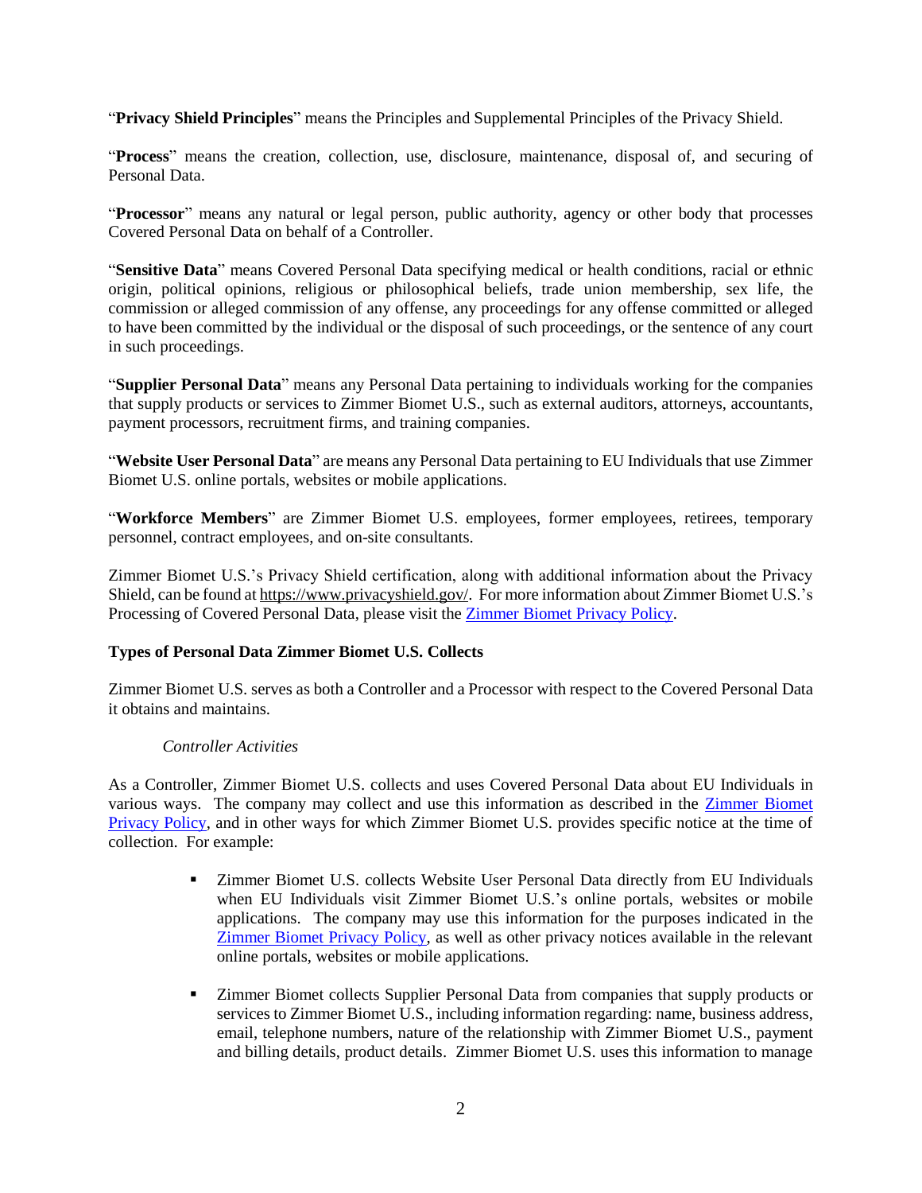"**Privacy Shield Principles**" means the Principles and Supplemental Principles of the Privacy Shield.

"**Process**" means the creation, collection, use, disclosure, maintenance, disposal of, and securing of Personal Data.

"**Processor**" means any natural or legal person, public authority, agency or other body that processes Covered Personal Data on behalf of a Controller.

"**Sensitive Data**" means Covered Personal Data specifying medical or health conditions, racial or ethnic origin, political opinions, religious or philosophical beliefs, trade union membership, sex life, the commission or alleged commission of any offense, any proceedings for any offense committed or alleged to have been committed by the individual or the disposal of such proceedings, or the sentence of any court in such proceedings.

"**Supplier Personal Data**" means any Personal Data pertaining to individuals working for the companies that supply products or services to Zimmer Biomet U.S., such as external auditors, attorneys, accountants, payment processors, recruitment firms, and training companies.

"**Website User Personal Data**" are means any Personal Data pertaining to EU Individuals that use Zimmer Biomet U.S. online portals, websites or mobile applications.

"**Workforce Members**" are Zimmer Biomet U.S. employees, former employees, retirees, temporary personnel, contract employees, and on-site consultants.

Zimmer Biomet U.S.'s Privacy Shield certification, along with additional information about the Privacy Shield, can be found at https://www.privacyshield.gov/. For more information about Zimmer Biomet U.S.'s Processing of Covered Personal Data, please visit the Zimmer Biomet Privacy Policy.

**Types of Personal Data Zimmer Biomet U.S. Collects**

Zimmer Biomet U.S. serves as both a Controller and a Processor with respect to the Covered Personal Data it obtains and maintains.

*Controller Activities*

As a Controller, Zimmer Biomet U.S. collects and uses Covered Personal Data about EU Individuals in various ways. The company may collect and use this information as described in the Zimmer Biomet Privacy Policy, and in other ways for which Zimmer Biomet U.S. provides specific notice at the time of collection. For example:

- Zimmer Biomet U.S. collects Website User Personal Data directly from EU Individuals when EU Individuals visit Zimmer Biomet U.S.'s online portals, websites or mobile applications. The company may use this information for the purposes indicated in the Zimmer Biomet Privacy Policy, as well as other privacy notices available in the relevant online portals, websites or mobile applications.

- Zimmer Biomet collects Supplier Personal Data from companies that supply products or services to Zimmer Biomet U.S., including information regarding: name, business address, email, telephone numbers, nature of the relationship with Zimmer Biomet U.S., payment and billing details, product details. Zimmer Biomet U.S. uses this information to manage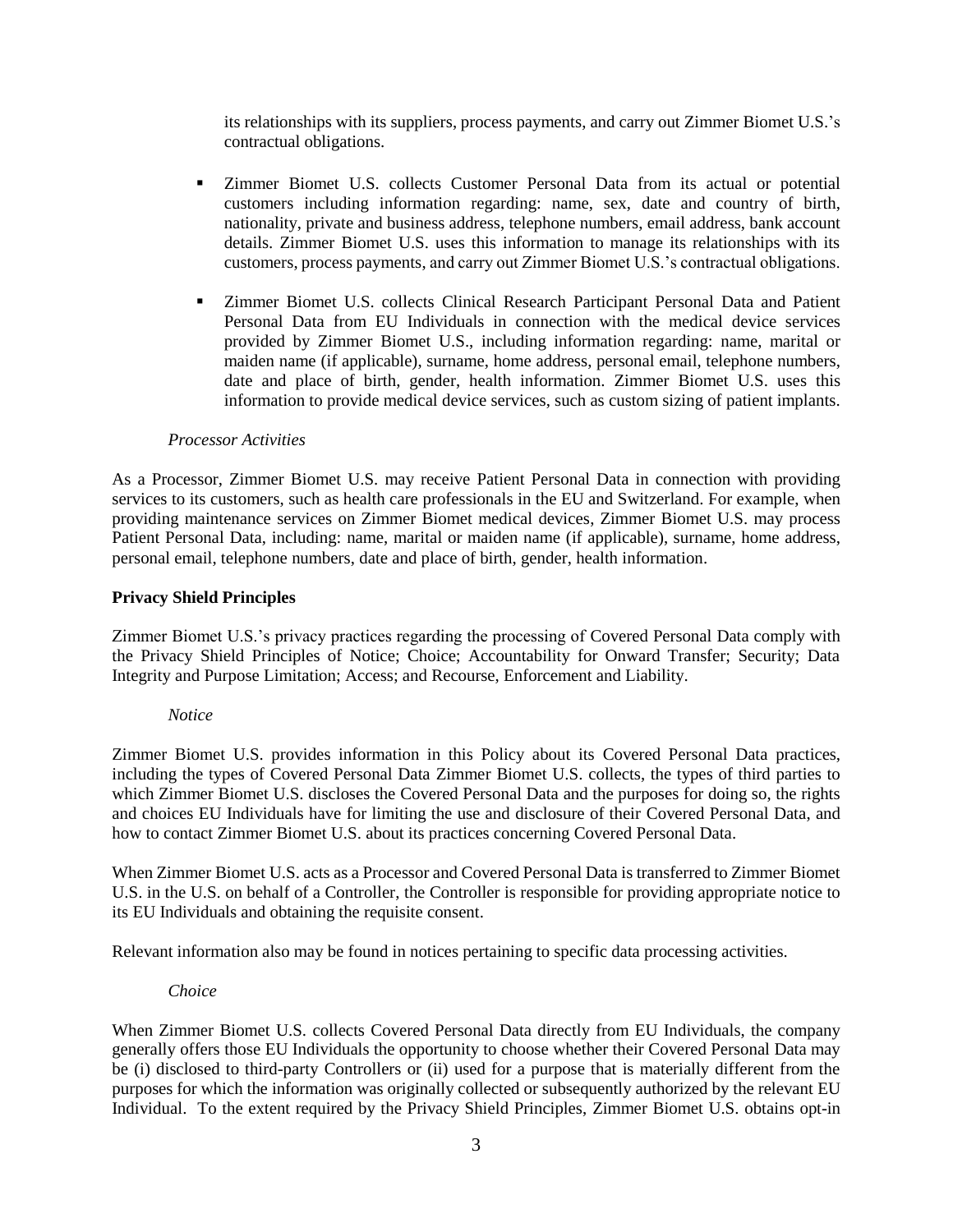its relationships with its suppliers, process payments, and carry out Zimmer Biomet U.S.'s contractual obligations.

- Zimmer Biomet U.S. collects Customer Personal Data from its actual or potential customers including information regarding: name, sex, date and country of birth, nationality, private and business address, telephone numbers, email address, bank account details. Zimmer Biomet U.S. uses this information to manage its relationships with its customers, process payments, and carry out Zimmer Biomet U.S.'s contractual obligations.

- Zimmer Biomet U.S. collects Clinical Research Participant Personal Data and Patient Personal Data from EU Individuals in connection with the medical device services provided by Zimmer Biomet U.S., including information regarding: name, marital or maiden name (if applicable), surname, home address, personal email, telephone numbers, date and place of birth, gender, health information. Zimmer Biomet U.S. uses this information to provide medical device services, such as custom sizing of patient implants.

*Processor Activities*

As a Processor, Zimmer Biomet U.S. may receive Patient Personal Data in connection with providing services to its customers, such as health care professionals in the EU and Switzerland. For example, when providing maintenance services on Zimmer Biomet medical devices, Zimmer Biomet U.S. may process Patient Personal Data, including: name, marital or maiden name (if applicable), surname, home address, personal email, telephone numbers, date and place of birth, gender, health information.

**Privacy Shield Principles**

Zimmer Biomet U.S.'s privacy practices regarding the processing of Covered Personal Data comply with the Privacy Shield Principles of Notice; Choice; Accountability for Onward Transfer; Security; Data Integrity and Purpose Limitation; Access; and Recourse, Enforcement and Liability.

*Notice*

Zimmer Biomet U.S. provides information in this Policy about its Covered Personal Data practices, including the types of Covered Personal Data Zimmer Biomet U.S. collects, the types of third parties to which Zimmer Biomet U.S. discloses the Covered Personal Data and the purposes for doing so, the rights and choices EU Individuals have for limiting the use and disclosure of their Covered Personal Data, and how to contact Zimmer Biomet U.S. about its practices concerning Covered Personal Data.

When Zimmer Biomet U.S. acts as a Processor and Covered Personal Data is transferred to Zimmer Biomet U.S. in the U.S. on behalf of a Controller, the Controller is responsible for providing appropriate notice to its EU Individuals and obtaining the requisite consent.

Relevant information also may be found in notices pertaining to specific data processing activities.

*Choice*

When Zimmer Biomet U.S. collects Covered Personal Data directly from EU Individuals, the company generally offers those EU Individuals the opportunity to choose whether their Covered Personal Data may be (i) disclosed to third-party Controllers or (ii) used for a purpose that is materially different from the purposes for which the information was originally collected or subsequently authorized by the relevant EU Individual. To the extent required by the Privacy Shield Principles, Zimmer Biomet U.S. obtains opt-in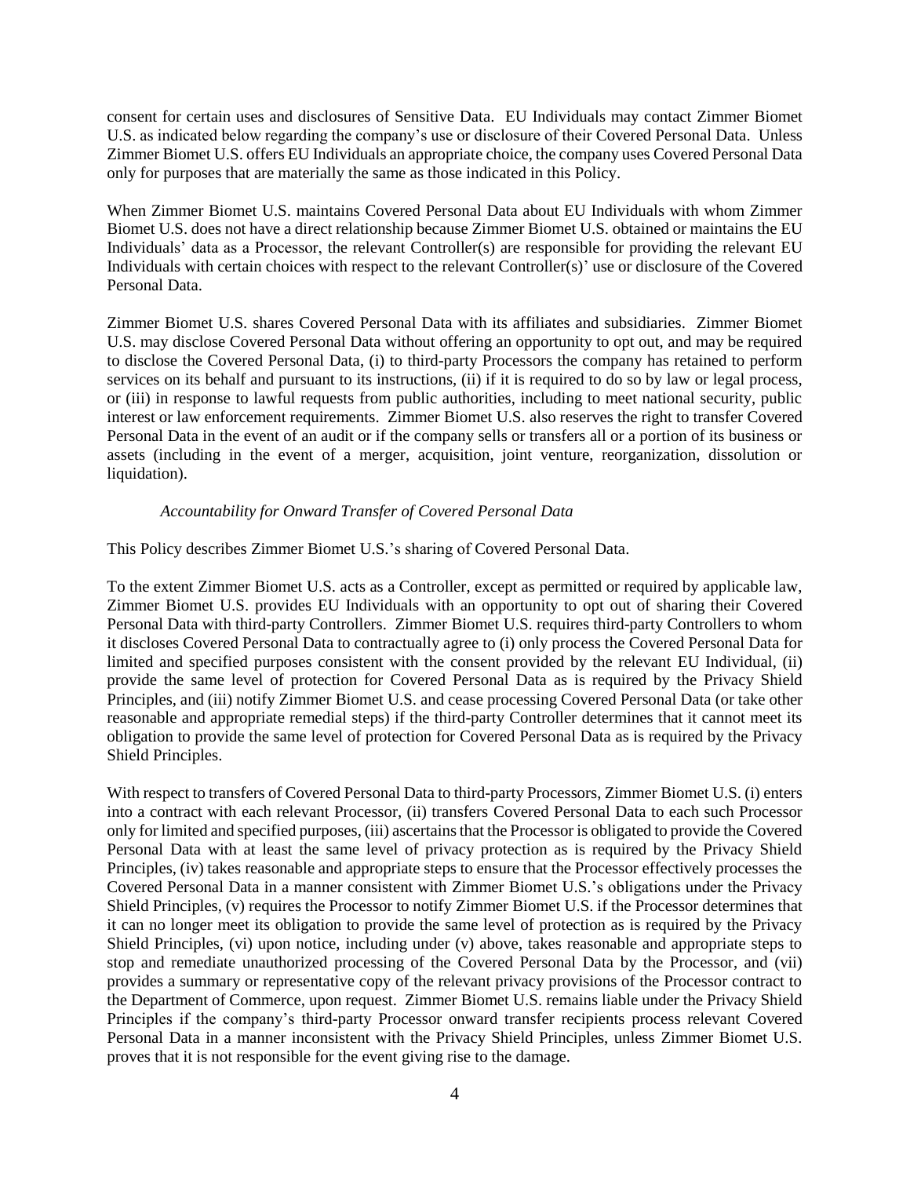consent for certain uses and disclosures of Sensitive Data. EU Individuals may contact Zimmer Biomet U.S. as indicated below regarding the company's use or disclosure of their Covered Personal Data. Unless Zimmer Biomet U.S. offers EU Individuals an appropriate choice, the company uses Covered Personal Data only for purposes that are materially the same as those indicated in this Policy.

When Zimmer Biomet U.S. maintains Covered Personal Data about EU Individuals with whom Zimmer Biomet U.S. does not have a direct relationship because Zimmer Biomet U.S. obtained or maintains the EU Individuals' data as a Processor, the relevant Controller(s) are responsible for providing the relevant EU Individuals with certain choices with respect to the relevant Controller(s)' use or disclosure of the Covered Personal Data.

Zimmer Biomet U.S. shares Covered Personal Data with its affiliates and subsidiaries. Zimmer Biomet U.S. may disclose Covered Personal Data without offering an opportunity to opt out, and may be required to disclose the Covered Personal Data, (i) to third-party Processors the company has retained to perform services on its behalf and pursuant to its instructions, (ii) if it is required to do so by law or legal process, or (iii) in response to lawful requests from public authorities, including to meet national security, public interest or law enforcement requirements. Zimmer Biomet U.S. also reserves the right to transfer Covered Personal Data in the event of an audit or if the company sells or transfers all or a portion of its business or assets (including in the event of a merger, acquisition, joint venture, reorganization, dissolution or liquidation).

*Accountability for Onward Transfer of Covered Personal Data*

This Policy describes Zimmer Biomet U.S.'s sharing of Covered Personal Data.

To the extent Zimmer Biomet U.S. acts as a Controller, except as permitted or required by applicable law, Zimmer Biomet U.S. provides EU Individuals with an opportunity to opt out of sharing their Covered Personal Data with third-party Controllers. Zimmer Biomet U.S. requires third-party Controllers to whom it discloses Covered Personal Data to contractually agree to (i) only process the Covered Personal Data for limited and specified purposes consistent with the consent provided by the relevant EU Individual, (ii) provide the same level of protection for Covered Personal Data as is required by the Privacy Shield Principles, and (iii) notify Zimmer Biomet U.S. and cease processing Covered Personal Data (or take other reasonable and appropriate remedial steps) if the third-party Controller determines that it cannot meet its obligation to provide the same level of protection for Covered Personal Data as is required by the Privacy Shield Principles.

With respect to transfers of Covered Personal Data to third-party Processors, Zimmer Biomet U.S. (i) enters into a contract with each relevant Processor, (ii) transfers Covered Personal Data to each such Processor only for limited and specified purposes, (iii) ascertains that the Processor is obligated to provide the Covered Personal Data with at least the same level of privacy protection as is required by the Privacy Shield Principles, (iv) takes reasonable and appropriate steps to ensure that the Processor effectively processes the Covered Personal Data in a manner consistent with Zimmer Biomet U.S.'s obligations under the Privacy Shield Principles, (v) requires the Processor to notify Zimmer Biomet U.S. if the Processor determines that it can no longer meet its obligation to provide the same level of protection as is required by the Privacy Shield Principles, (vi) upon notice, including under (v) above, takes reasonable and appropriate steps to stop and remediate unauthorized processing of the Covered Personal Data by the Processor, and (vii) provides a summary or representative copy of the relevant privacy provisions of the Processor contract to the Department of Commerce, upon request. Zimmer Biomet U.S. remains liable under the Privacy Shield Principles if the company's third-party Processor onward transfer recipients process relevant Covered Personal Data in a manner inconsistent with the Privacy Shield Principles, unless Zimmer Biomet U.S. proves that it is not responsible for the event giving rise to the damage.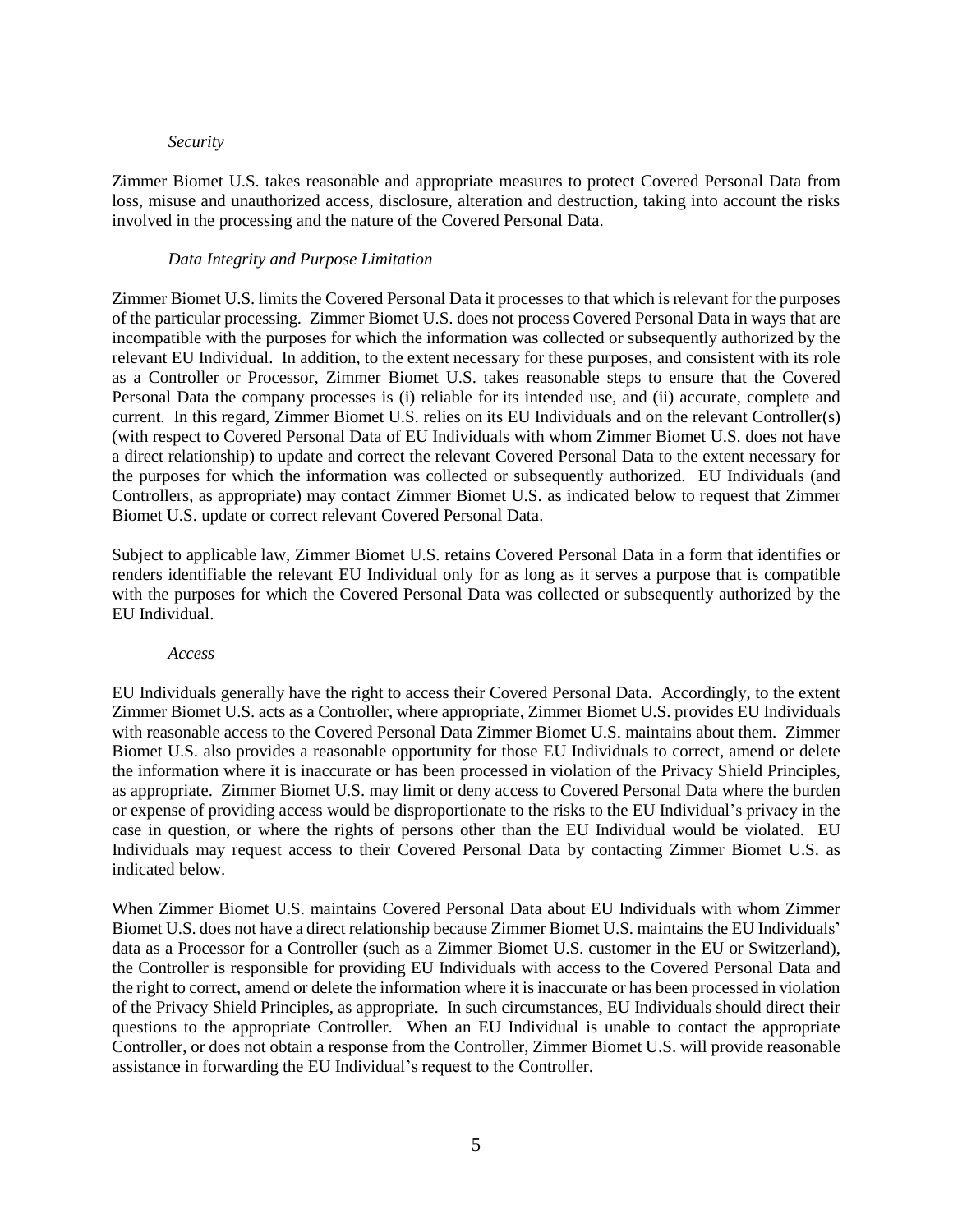*Security*

Zimmer Biomet U.S. takes reasonable and appropriate measures to protect Covered Personal Data from loss, misuse and unauthorized access, disclosure, alteration and destruction, taking into account the risks involved in the processing and the nature of the Covered Personal Data.

*Data Integrity and Purpose Limitation*

Zimmer Biomet U.S. limits the Covered Personal Data it processes to that which is relevant for the purposes of the particular processing. Zimmer Biomet U.S. does not process Covered Personal Data in ways that are incompatible with the purposes for which the information was collected or subsequently authorized by the relevant EU Individual. In addition, to the extent necessary for these purposes, and consistent with its role as a Controller or Processor, Zimmer Biomet U.S. takes reasonable steps to ensure that the Covered Personal Data the company processes is (i) reliable for its intended use, and (ii) accurate, complete and current. In this regard, Zimmer Biomet U.S. relies on its EU Individuals and on the relevant Controller(s) (with respect to Covered Personal Data of EU Individuals with whom Zimmer Biomet U.S. does not have a direct relationship) to update and correct the relevant Covered Personal Data to the extent necessary for the purposes for which the information was collected or subsequently authorized. EU Individuals (and Controllers, as appropriate) may contact Zimmer Biomet U.S. as indicated below to request that Zimmer Biomet U.S. update or correct relevant Covered Personal Data.

Subject to applicable law, Zimmer Biomet U.S. retains Covered Personal Data in a form that identifies or renders identifiable the relevant EU Individual only for as long as it serves a purpose that is compatible with the purposes for which the Covered Personal Data was collected or subsequently authorized by the EU Individual.

*Access*

EU Individuals generally have the right to access their Covered Personal Data. Accordingly, to the extent Zimmer Biomet U.S. acts as a Controller, where appropriate, Zimmer Biomet U.S. provides EU Individuals with reasonable access to the Covered Personal Data Zimmer Biomet U.S. maintains about them. Zimmer Biomet U.S. also provides a reasonable opportunity for those EU Individuals to correct, amend or delete the information where it is inaccurate or has been processed in violation of the Privacy Shield Principles, as appropriate. Zimmer Biomet U.S. may limit or deny access to Covered Personal Data where the burden or expense of providing access would be disproportionate to the risks to the EU Individual's privacy in the case in question, or where the rights of persons other than the EU Individual would be violated. EU Individuals may request access to their Covered Personal Data by contacting Zimmer Biomet U.S. as indicated below.

When Zimmer Biomet U.S. maintains Covered Personal Data about EU Individuals with whom Zimmer Biomet U.S. does not have a direct relationship because Zimmer Biomet U.S. maintains the EU Individuals' data as a Processor for a Controller (such as a Zimmer Biomet U.S. customer in the EU or Switzerland), the Controller is responsible for providing EU Individuals with access to the Covered Personal Data and the right to correct, amend or delete the information where it is inaccurate or has been processed in violation of the Privacy Shield Principles, as appropriate. In such circumstances, EU Individuals should direct their questions to the appropriate Controller. When an EU Individual is unable to contact the appropriate Controller, or does not obtain a response from the Controller, Zimmer Biomet U.S. will provide reasonable assistance in forwarding the EU Individual's request to the Controller.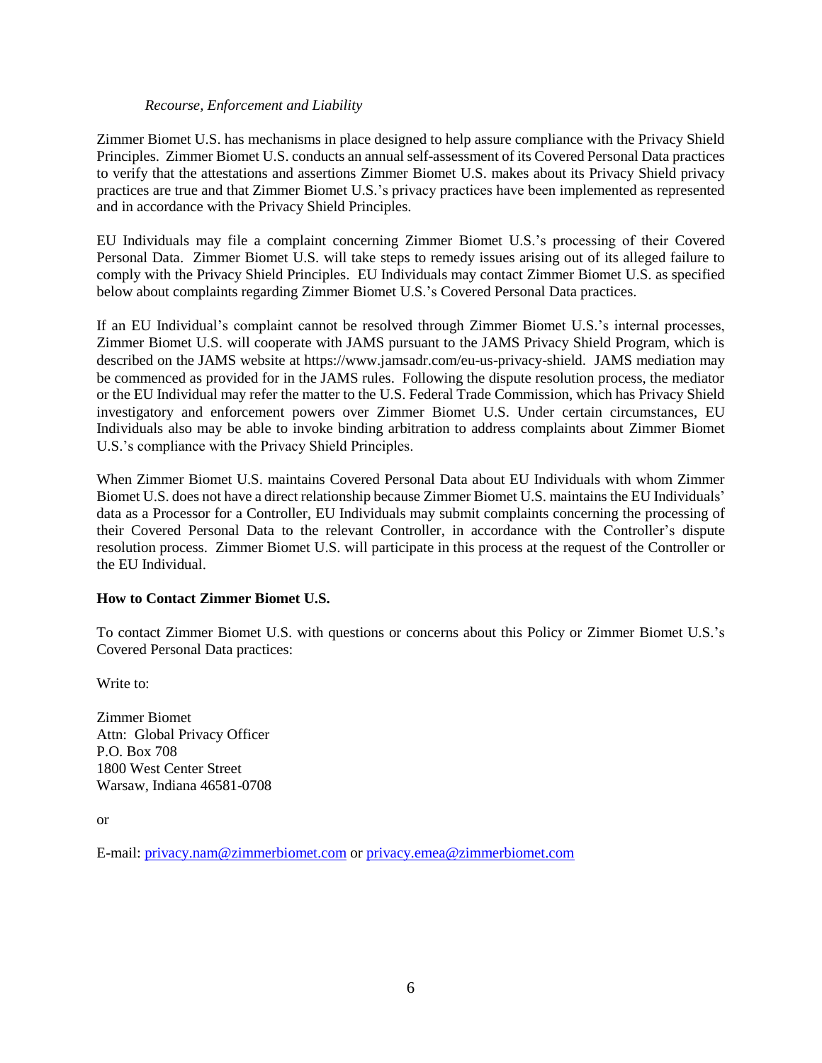*Recourse, Enforcement and Liability*

Zimmer Biomet U.S. has mechanisms in place designed to help assure compliance with the Privacy Shield Principles. Zimmer Biomet U.S. conducts an annual self-assessment of its Covered Personal Data practices to verify that the attestations and assertions Zimmer Biomet U.S. makes about its Privacy Shield privacy practices are true and that Zimmer Biomet U.S.'s privacy practices have been implemented as represented and in accordance with the Privacy Shield Principles.

EU Individuals may file a complaint concerning Zimmer Biomet U.S.'s processing of their Covered Personal Data. Zimmer Biomet U.S. will take steps to remedy issues arising out of its alleged failure to comply with the Privacy Shield Principles. EU Individuals may contact Zimmer Biomet U.S. as specified below about complaints regarding Zimmer Biomet U.S.'s Covered Personal Data practices.

If an EU Individual's complaint cannot be resolved through Zimmer Biomet U.S.'s internal processes, Zimmer Biomet U.S. will cooperate with JAMS pursuant to the JAMS Privacy Shield Program, which is described on the JAMS website at https://www.jamsadr.com/eu-us-privacy-shield. JAMS mediation may be commenced as provided for in the JAMS rules. Following the dispute resolution process, the mediator or the EU Individual may refer the matter to the U.S. Federal Trade Commission, which has Privacy Shield investigatory and enforcement powers over Zimmer Biomet U.S. Under certain circumstances, EU Individuals also may be able to invoke binding arbitration to address complaints about Zimmer Biomet U.S.'s compliance with the Privacy Shield Principles.

When Zimmer Biomet U.S. maintains Covered Personal Data about EU Individuals with whom Zimmer Biomet U.S. does not have a direct relationship because Zimmer Biomet U.S. maintains the EU Individuals' data as a Processor for a Controller, EU Individuals may submit complaints concerning the processing of their Covered Personal Data to the relevant Controller, in accordance with the Controller's dispute resolution process. Zimmer Biomet U.S. will participate in this process at the request of the Controller or the EU Individual.

**How to Contact Zimmer Biomet U.S.**

To contact Zimmer Biomet U.S. with questions or concerns about this Policy or Zimmer Biomet U.S.'s Covered Personal Data practices:

Write to:

Zimmer Biomet
Attn: Global Privacy Officer
P.O. Box 708
1800 West Center Street
Warsaw, Indiana 46581-0708

or

E-mail: privacy.nam@zimmerbiomet.com or privacy.emea@zimmerbiomet.com